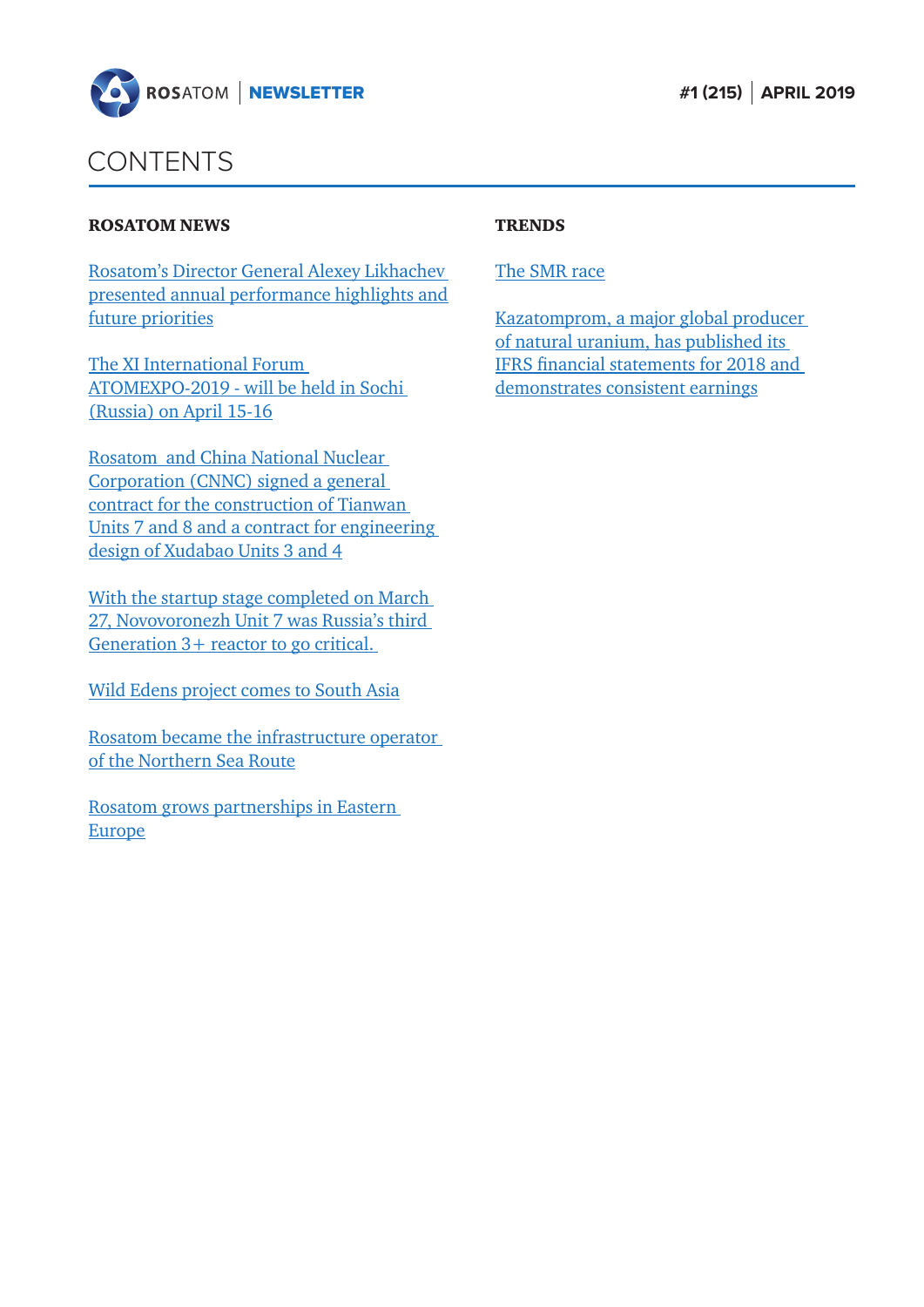ROSATOM | NEWSLETTER

#1 (215) | APRIL 2019

# CONTENTS

**ROSATOM NEWS**

Rosatom's Director General Alexey Likhachev presented annual performance highlights and future priorities

The XI International Forum ATOMEXPO-2019 - will be held in Sochi (Russia) on April 15-16

Rosatom and China National Nuclear Corporation (CNNC) signed a general contract for the construction of Tianwan Units 7 and 8 and a contract for engineering design of Xudabao Units 3 and 4

With the startup stage completed on March 27, Novovoronezh Unit 7 was Russia's third Generation 3+ reactor to go critical.

Wild Edens project comes to South Asia

Rosatom became the infrastructure operator of the Northern Sea Route

Rosatom grows partnerships in Eastern Europe

**TRENDS**

The SMR race

Kazatomprom, a major global producer of natural uranium, has published its IFRS financial statements for 2018 and demonstrates consistent earnings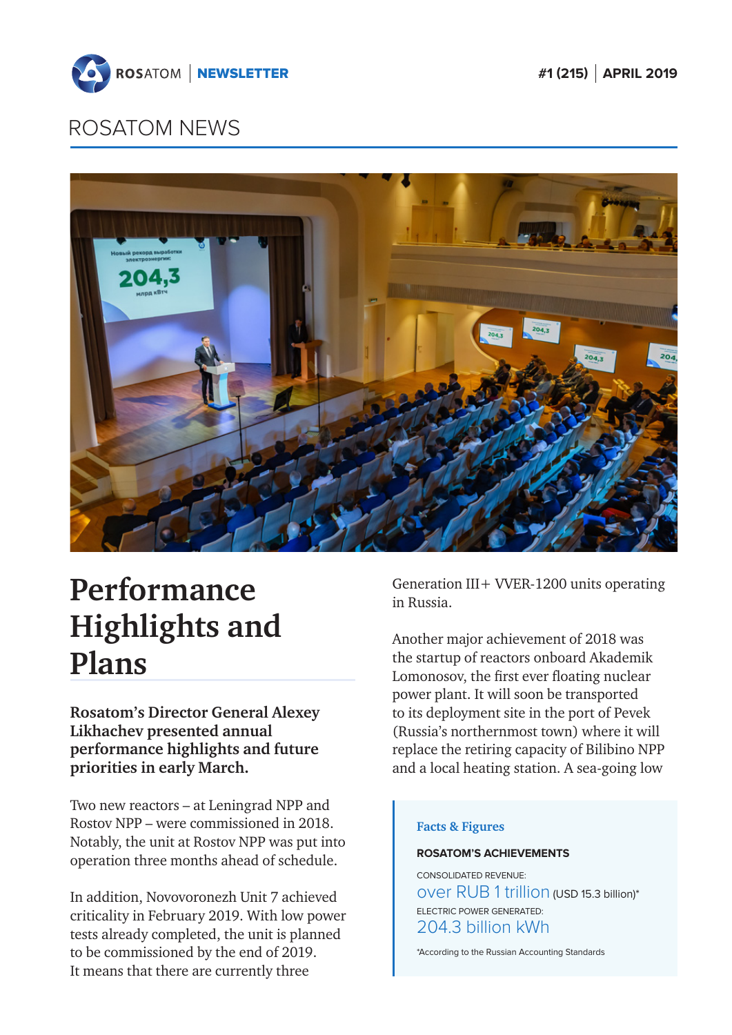# ROSATOM NEWS

# Performance Highlights and Plans

**Rosatom's Director General Alexey Likhachev presented annual performance highlights and future priorities in early March.**

Two new reactors – at Leningrad NPP and Rostov NPP – were commissioned in 2018. Notably, the unit at Rostov NPP was put into operation three months ahead of schedule.

In addition, Novovoronezh Unit 7 achieved criticality in February 2019. With low power tests already completed, the unit is planned to be commissioned by the end of 2019. It means that there are currently three Generation III+ VVER-1200 units operating in Russia.

Another major achievement of 2018 was the startup of reactors onboard Akademik Lomonosov, the first ever floating nuclear power plant. It will soon be transported to its deployment site in the port of Pevek (Russia's northernmost town) where it will replace the retiring capacity of Bilibino NPP and a local heating station. A sea-going low

> **Facts & Figures**
>
> **ROSATOM'S ACHIEVEMENTS**
>
> CONSOLIDATED REVENUE:
> over RUB 1 trillion (USD 15.3 billion)*
>
> ELECTRIC POWER GENERATED:
> 204.3 billion kWh
>
> *According to the Russian Accounting Standards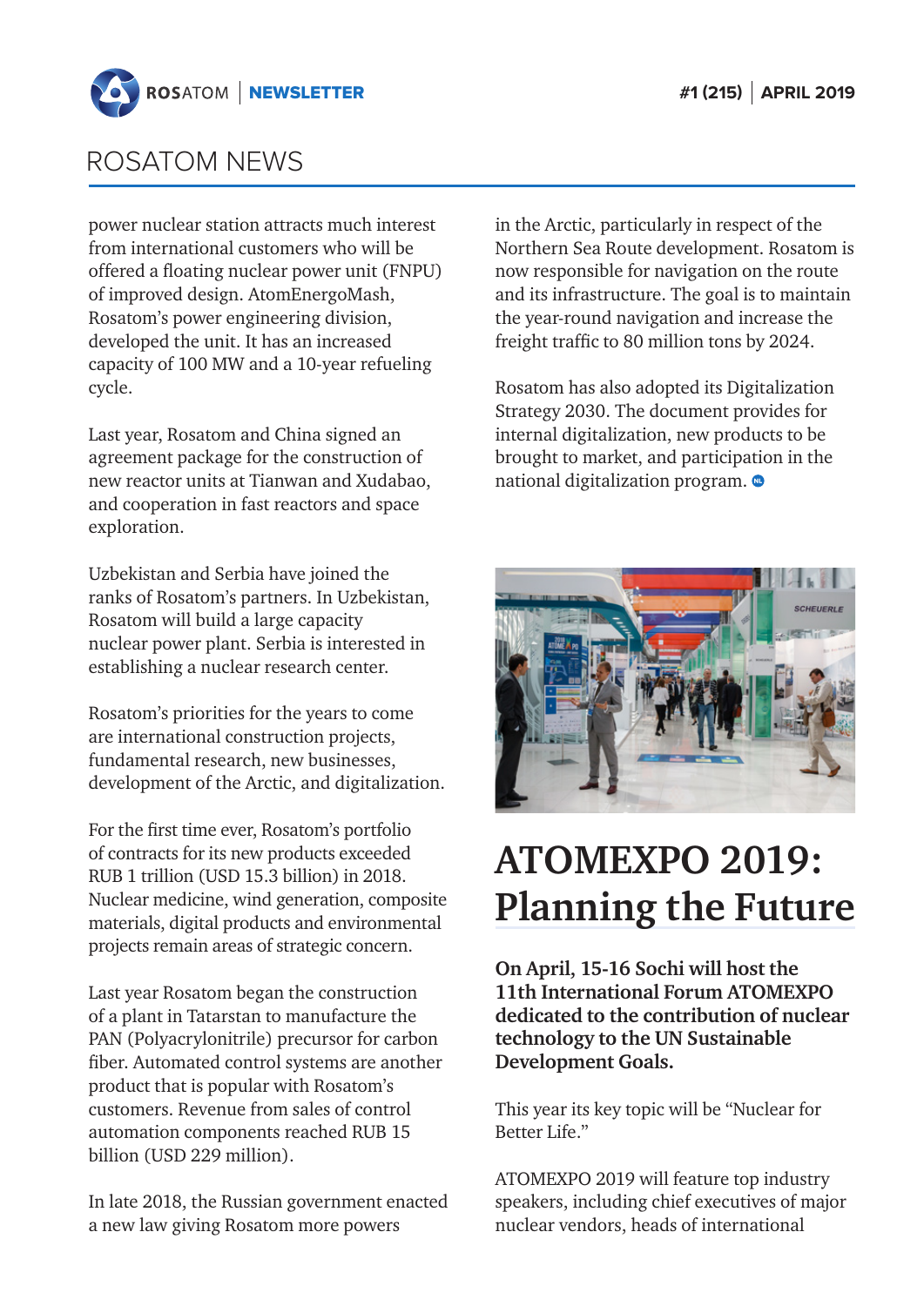## ROSATOM NEWS

power nuclear station attracts much interest from international customers who will be offered a floating nuclear power unit (FNPU) of improved design. AtomEnergoMash, Rosatom's power engineering division, developed the unit. It has an increased capacity of 100 MW and a 10-year refueling cycle.

Last year, Rosatom and China signed an agreement package for the construction of new reactor units at Tianwan and Xudabao, and cooperation in fast reactors and space exploration.

Uzbekistan and Serbia have joined the ranks of Rosatom's partners. In Uzbekistan, Rosatom will build a large capacity nuclear power plant. Serbia is interested in establishing a nuclear research center.

Rosatom's priorities for the years to come are international construction projects, fundamental research, new businesses, development of the Arctic, and digitalization.

For the first time ever, Rosatom's portfolio of contracts for its new products exceeded RUB 1 trillion (USD 15.3 billion) in 2018. Nuclear medicine, wind generation, composite materials, digital products and environmental projects remain areas of strategic concern.

Last year Rosatom began the construction of a plant in Tatarstan to manufacture the PAN (Polyacrylonitrile) precursor for carbon fiber. Automated control systems are another product that is popular with Rosatom's customers. Revenue from sales of control automation components reached RUB 15 billion (USD 229 million).

In late 2018, the Russian government enacted a new law giving Rosatom more powers in the Arctic, particularly in respect of the Northern Sea Route development. Rosatom is now responsible for navigation on the route and its infrastructure. The goal is to maintain the year-round navigation and increase the freight traffic to 80 million tons by 2024.

Rosatom has also adopted its Digitalization Strategy 2030. The document provides for internal digitalization, new products to be brought to market, and participation in the national digitalization program.

# ATOMEXPO 2019: Planning the Future

**On April, 15-16 Sochi will host the 11th International Forum ATOMEXPO dedicated to the contribution of nuclear technology to the UN Sustainable Development Goals.**

This year its key topic will be "Nuclear for Better Life."

ATOMEXPO 2019 will feature top industry speakers, including chief executives of major nuclear vendors, heads of international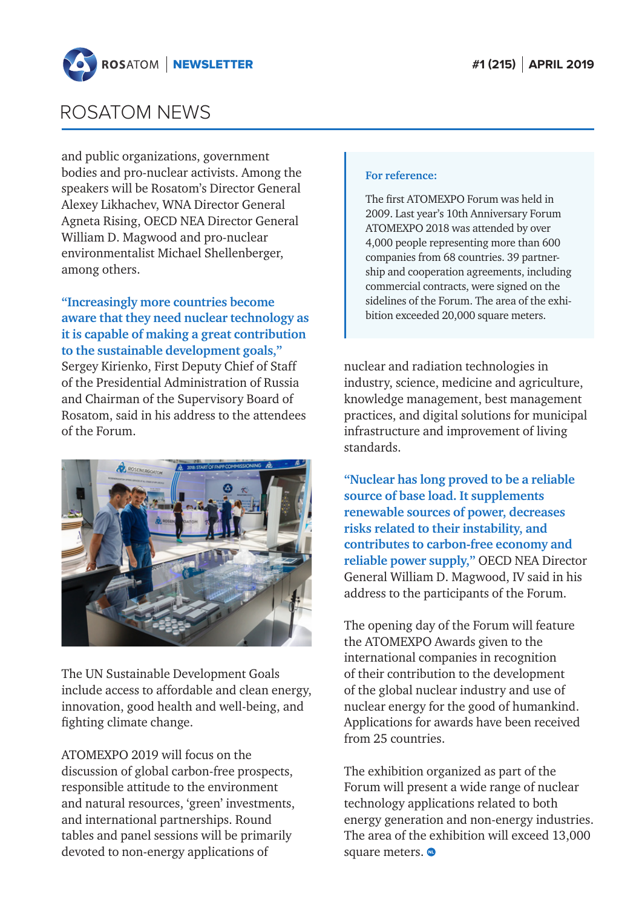# ROSATOM NEWS

and public organizations, government bodies and pro-nuclear activists. Among the speakers will be Rosatom's Director General Alexey Likhachev, WNA Director General Agneta Rising, OECD NEA Director General William D. Magwood and pro-nuclear environmentalist Michael Shellenberger, among others.

**"Increasingly more countries become aware that they need nuclear technology as it is capable of making a great contribution to the sustainable development goals,"** Sergey Kirienko, First Deputy Chief of Staff of the Presidential Administration of Russia and Chairman of the Supervisory Board of Rosatom, said in his address to the attendees of the Forum.

The UN Sustainable Development Goals include access to affordable and clean energy, innovation, good health and well-being, and fighting climate change.

ATOMEXPO 2019 will focus on the discussion of global carbon-free prospects, responsible attitude to the environment and natural resources, 'green' investments, and international partnerships. Round tables and panel sessions will be primarily devoted to non-energy applications of nuclear and radiation technologies in industry, science, medicine and agriculture, knowledge management, best management practices, and digital solutions for municipal infrastructure and improvement of living standards.

> **For reference:**
>
> The first ATOMEXPO Forum was held in 2009. Last year's 10th Anniversary Forum ATOMEXPO 2018 was attended by over 4,000 people representing more than 600 companies from 68 countries. 39 partnership and cooperation agreements, including commercial contracts, were signed on the sidelines of the Forum. The area of the exhibition exceeded 20,000 square meters.

**"Nuclear has long proved to be a reliable source of base load. It supplements renewable sources of power, decreases risks related to their instability, and contributes to carbon-free economy and reliable power supply,"** OECD NEA Director General William D. Magwood, IV said in his address to the participants of the Forum.

The opening day of the Forum will feature the ATOMEXPO Awards given to the international companies in recognition of their contribution to the development of the global nuclear industry and use of nuclear energy for the good of humankind. Applications for awards have been received from 25 countries.

The exhibition organized as part of the Forum will present a wide range of nuclear technology applications related to both energy generation and non-energy industries. The area of the exhibition will exceed 13,000 square meters.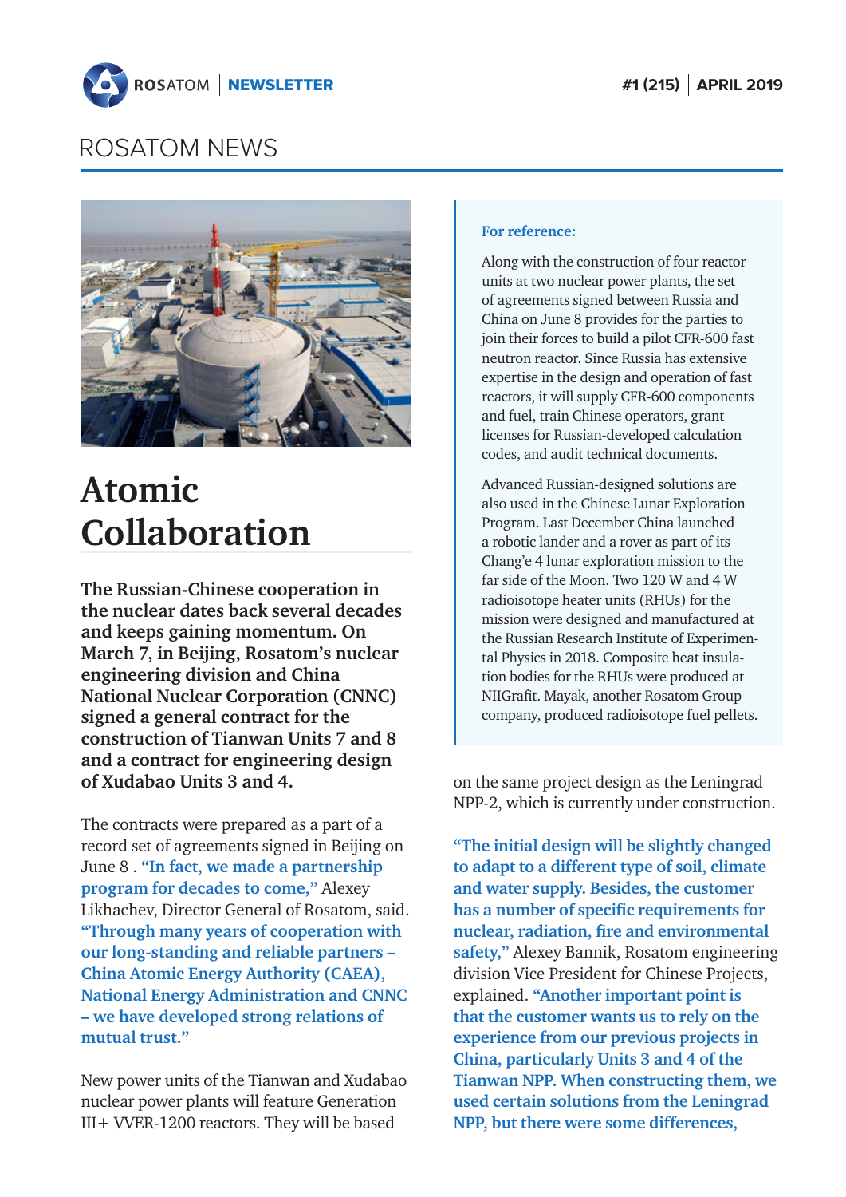## ROSATOM NEWS

# Atomic Collaboration

**The Russian-Chinese cooperation in the nuclear dates back several decades and keeps gaining momentum. On March 7, in Beijing, Rosatom's nuclear engineering division and China National Nuclear Corporation (CNNC) signed a general contract for the construction of Tianwan Units 7 and 8 and a contract for engineering design of Xudabao Units 3 and 4.**

The contracts were prepared as a part of a record set of agreements signed in Beijing on June 8 . **"In fact, we made a partnership program for decades to come,"** Alexey Likhachev, Director General of Rosatom, said. **"Through many years of cooperation with our long-standing and reliable partners – China Atomic Energy Authority (CAEA), National Energy Administration and CNNC – we have developed strong relations of mutual trust."**

New power units of the Tianwan and Xudabao nuclear power plants will feature Generation III+ VVER-1200 reactors. They will be based on the same project design as the Leningrad NPP-2, which is currently under construction.

**"The initial design will be slightly changed to adapt to a different type of soil, climate and water supply. Besides, the customer has a number of specific requirements for nuclear, radiation, fire and environmental safety,"** Alexey Bannik, Rosatom engineering division Vice President for Chinese Projects, explained. **"Another important point is that the customer wants us to rely on the experience from our previous projects in China, particularly Units 3 and 4 of the Tianwan NPP. When constructing them, we used certain solutions from the Leningrad NPP, but there were some differences,**

> **For reference:**
>
> Along with the construction of four reactor units at two nuclear power plants, the set of agreements signed between Russia and China on June 8 provides for the parties to join their forces to build a pilot CFR-600 fast neutron reactor. Since Russia has extensive expertise in the design and operation of fast reactors, it will supply CFR-600 components and fuel, train Chinese operators, grant licenses for Russian-developed calculation codes, and audit technical documents.
>
> Advanced Russian-designed solutions are also used in the Chinese Lunar Exploration Program. Last December China launched a robotic lander and a rover as part of its Chang'e 4 lunar exploration mission to the far side of the Moon. Two 120 W and 4 W radioisotope heater units (RHUs) for the mission were designed and manufactured at the Russian Research Institute of Experimental Physics in 2018. Composite heat insulation bodies for the RHUs were produced at NIIGrafit. Mayak, another Rosatom Group company, produced radioisotope fuel pellets.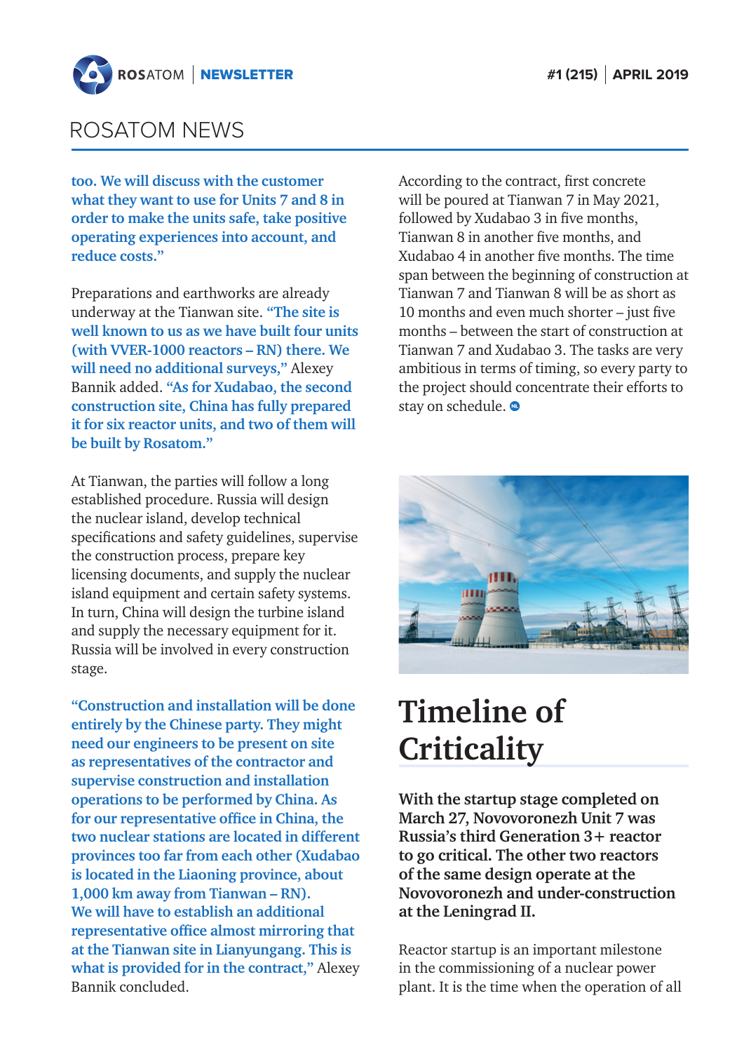too. We will discuss with the customer what they want to use for Units 7 and 8 in order to make the units safe, take positive operating experiences into account, and reduce costs."

Preparations and earthworks are already underway at the Tianwan site. "The site is well known to us as we have built four units (with VVER-1000 reactors – RN) there. We will need no additional surveys," Alexey Bannik added. "As for Xudabao, the second construction site, China has fully prepared it for six reactor units, and two of them will be built by Rosatom."

At Tianwan, the parties will follow a long established procedure. Russia will design the nuclear island, develop technical specifications and safety guidelines, supervise the construction process, prepare key licensing documents, and supply the nuclear island equipment and certain safety systems. In turn, China will design the turbine island and supply the necessary equipment for it. Russia will be involved in every construction stage.

"Construction and installation will be done entirely by the Chinese party. They might need our engineers to be present on site as representatives of the contractor and supervise construction and installation operations to be performed by China. As for our representative office in China, the two nuclear stations are located in different provinces too far from each other (Xudabao is located in the Liaoning province, about 1,000 km away from Tianwan – RN). We will have to establish an additional representative office almost mirroring that at the Tianwan site in Lianyungang. This is what is provided for in the contract," Alexey Bannik concluded.

According to the contract, first concrete will be poured at Tianwan 7 in May 2021, followed by Xudabao 3 in five months, Tianwan 8 in another five months, and Xudabao 4 in another five months. The time span between the beginning of construction at Tianwan 7 and Tianwan 8 will be as short as 10 months and even much shorter – just five months – between the start of construction at Tianwan 7 and Xudabao 3. The tasks are very ambitious in terms of timing, so every party to the project should concentrate their efforts to stay on schedule.

# Timeline of Criticality

**With the startup stage completed on March 27, Novovoronezh Unit 7 was Russia's third Generation 3+ reactor to go critical. The other two reactors of the same design operate at the Novovoronezh and under-construction at the Leningrad II.**

Reactor startup is an important milestone in the commissioning of a nuclear power plant. It is the time when the operation of all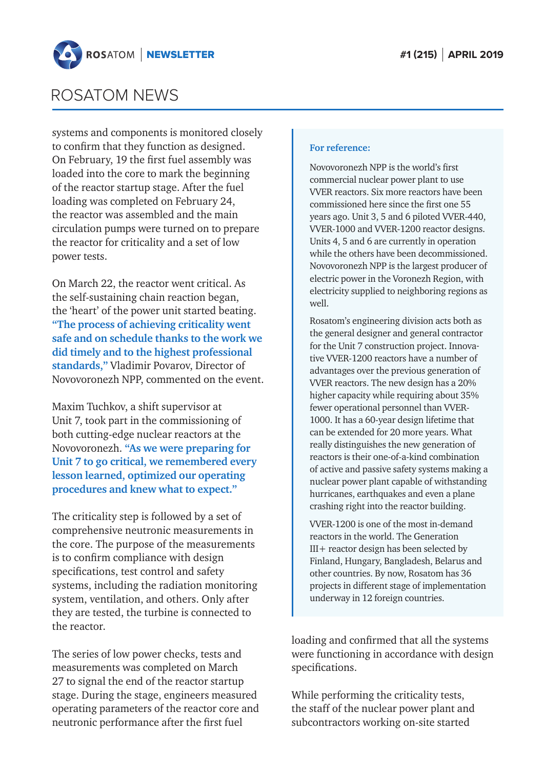# ROSATOM NEWS

systems and components is monitored closely to confirm that they function as designed. On February, 19 the first fuel assembly was loaded into the core to mark the beginning of the reactor startup stage. After the fuel loading was completed on February 24, the reactor was assembled and the main circulation pumps were turned on to prepare the reactor for criticality and a set of low power tests.

On March 22, the reactor went critical. As the self-sustaining chain reaction began, the 'heart' of the power unit started beating. **"The process of achieving criticality went safe and on schedule thanks to the work we did timely and to the highest professional standards,"** Vladimir Povarov, Director of Novovoronezh NPP, commented on the event.

Maxim Tuchkov, a shift supervisor at Unit 7, took part in the commissioning of both cutting-edge nuclear reactors at the Novovoronezh. **"As we were preparing for Unit 7 to go critical, we remembered every lesson learned, optimized our operating procedures and knew what to expect."**

The criticality step is followed by a set of comprehensive neutronic measurements in the core. The purpose of the measurements is to confirm compliance with design specifications, test control and safety systems, including the radiation monitoring system, ventilation, and others. Only after they are tested, the turbine is connected to the reactor.

The series of low power checks, tests and measurements was completed on March 27 to signal the end of the reactor startup stage. During the stage, engineers measured operating parameters of the reactor core and neutronic performance after the first fuel loading and confirmed that all the systems were functioning in accordance with design specifications.

While performing the criticality tests, the staff of the nuclear power plant and subcontractors working on-site started

> **For reference:**
>
> Novovoronezh NPP is the world's first commercial nuclear power plant to use VVER reactors. Six more reactors have been commissioned here since the first one 55 years ago. Unit 3, 5 and 6 piloted VVER-440, VVER-1000 and VVER-1200 reactor designs. Units 4, 5 and 6 are currently in operation while the others have been decommissioned. Novovoronezh NPP is the largest producer of electric power in the Voronezh Region, with electricity supplied to neighboring regions as well.
>
> Rosatom's engineering division acts both as the general designer and general contractor for the Unit 7 construction project. Innovative VVER-1200 reactors have a number of advantages over the previous generation of VVER reactors. The new design has a 20% higher capacity while requiring about 35% fewer operational personnel than VVER-1000. It has a 60-year design lifetime that can be extended for 20 more years. What really distinguishes the new generation of reactors is their one-of-a-kind combination of active and passive safety systems making a nuclear power plant capable of withstanding hurricanes, earthquakes and even a plane crashing right into the reactor building.
>
> VVER-1200 is one of the most in-demand reactors in the world. The Generation III+ reactor design has been selected by Finland, Hungary, Bangladesh, Belarus and other countries. By now, Rosatom has 36 projects in different stage of implementation underway in 12 foreign countries.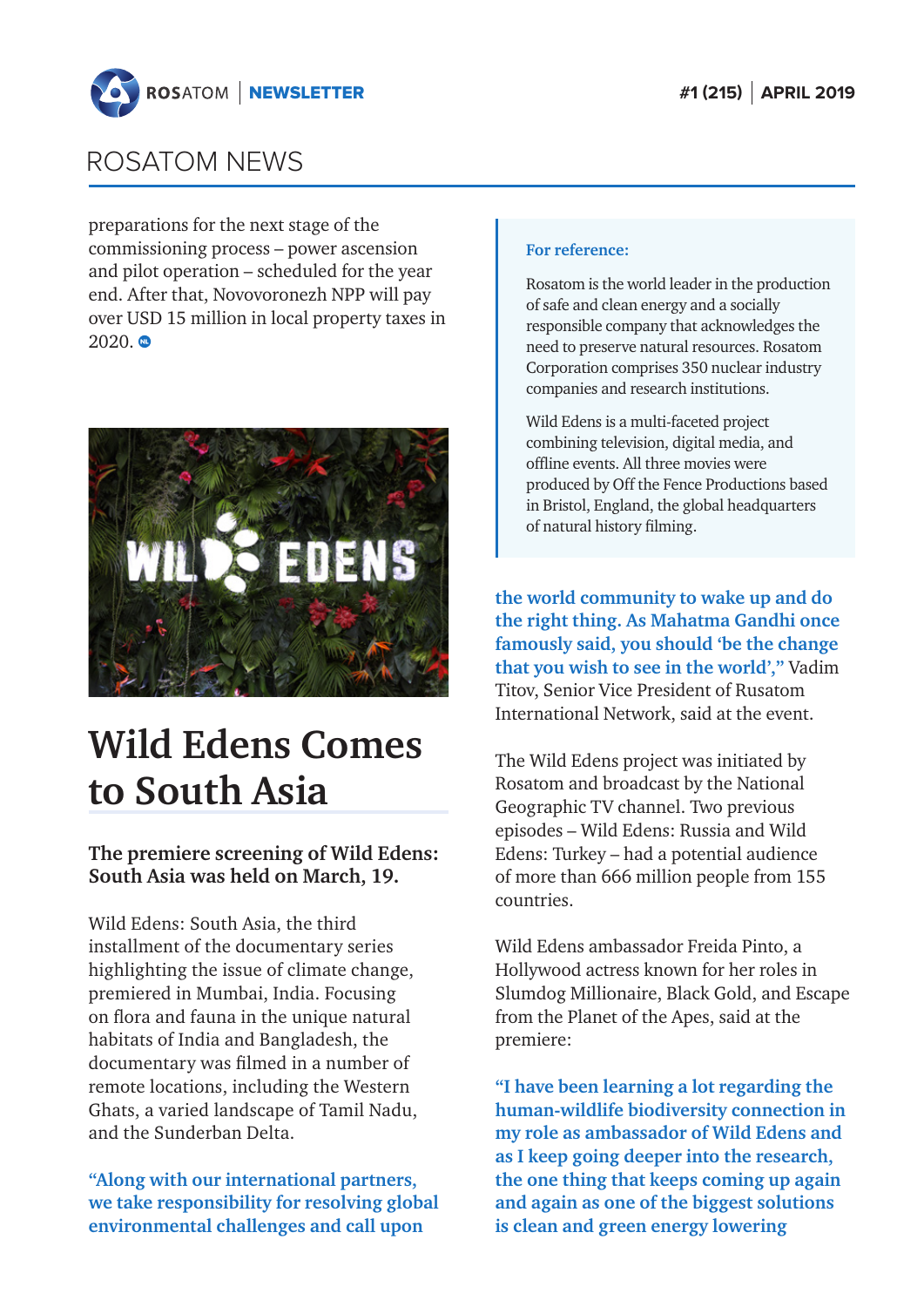## ROSATOM NEWS

preparations for the next stage of the commissioning process – power ascension and pilot operation – scheduled for the year end. After that, Novovoronezh NPP will pay over USD 15 million in local property taxes in 2020.

# Wild Edens Comes to South Asia

**The premiere screening of Wild Edens: South Asia was held on March, 19.**

Wild Edens: South Asia, the third installment of the documentary series highlighting the issue of climate change, premiered in Mumbai, India. Focusing on flora and fauna in the unique natural habitats of India and Bangladesh, the documentary was filmed in a number of remote locations, including the Western Ghats, a varied landscape of Tamil Nadu, and the Sunderban Delta.

**"Along with our international partners, we take responsibility for resolving global environmental challenges and call upon the world community to wake up and do the right thing. As Mahatma Gandhi once famously said, you should 'be the change that you wish to see in the world',"** Vadim Titov, Senior Vice President of Rusatom International Network, said at the event.

> **For reference:**
>
> Rosatom is the world leader in the production of safe and clean energy and a socially responsible company that acknowledges the need to preserve natural resources. Rosatom Corporation comprises 350 nuclear industry companies and research institutions.
>
> Wild Edens is a multi-faceted project combining television, digital media, and offline events. All three movies were produced by Off the Fence Productions based in Bristol, England, the global headquarters of natural history filming.

The Wild Edens project was initiated by Rosatom and broadcast by the National Geographic TV channel. Two previous episodes – Wild Edens: Russia and Wild Edens: Turkey – had a potential audience of more than 666 million people from 155 countries.

Wild Edens ambassador Freida Pinto, a Hollywood actress known for her roles in Slumdog Millionaire, Black Gold, and Escape from the Planet of the Apes, said at the premiere:

**"I have been learning a lot regarding the human-wildlife biodiversity connection in my role as ambassador of Wild Edens and as I keep going deeper into the research, the one thing that keeps coming up again and again as one of the biggest solutions is clean and green energy lowering**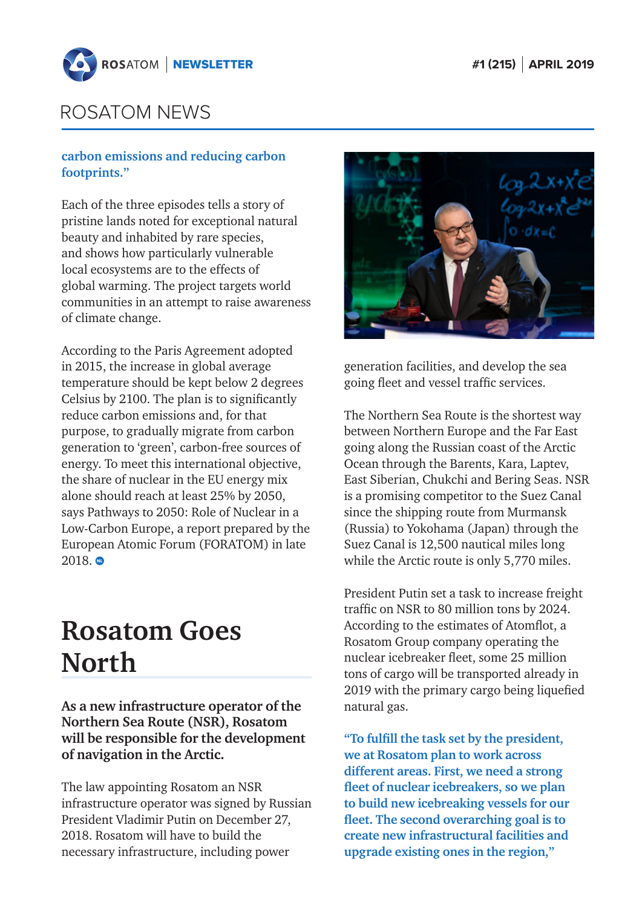**carbon emissions and reducing carbon footprints."**

Each of the three episodes tells a story of pristine lands noted for exceptional natural beauty and inhabited by rare species, and shows how particularly vulnerable local ecosystems are to the effects of global warming. The project targets world communities in an attempt to raise awareness of climate change.

According to the Paris Agreement adopted in 2015, the increase in global average temperature should be kept below 2 degrees Celsius by 2100. The plan is to significantly reduce carbon emissions and, for that purpose, to gradually migrate from carbon generation to 'green', carbon-free sources of energy. To meet this international objective, the share of nuclear in the EU energy mix alone should reach at least 25% by 2050, says Pathways to 2050: Role of Nuclear in a Low-Carbon Europe, a report prepared by the European Atomic Forum (FORATOM) in late 2018.

# Rosatom Goes North

**As a new infrastructure operator of the Northern Sea Route (NSR), Rosatom will be responsible for the development of navigation in the Arctic.**

The law appointing Rosatom an NSR infrastructure operator was signed by Russian President Vladimir Putin on December 27, 2018. Rosatom will have to build the necessary infrastructure, including power generation facilities, and develop the sea going fleet and vessel traffic services.

The Northern Sea Route is the shortest way between Northern Europe and the Far East going along the Russian coast of the Arctic Ocean through the Barents, Kara, Laptev, East Siberian, Chukchi and Bering Seas. NSR is a promising competitor to the Suez Canal since the shipping route from Murmansk (Russia) to Yokohama (Japan) through the Suez Canal is 12,500 nautical miles long while the Arctic route is only 5,770 miles.

President Putin set a task to increase freight traffic on NSR to 80 million tons by 2024. According to the estimates of Atomflot, a Rosatom Group company operating the nuclear icebreaker fleet, some 25 million tons of cargo will be transported already in 2019 with the primary cargo being liquefied natural gas.

**"To fulfill the task set by the president, we at Rosatom plan to work across different areas. First, we need a strong fleet of nuclear icebreakers, so we plan to build new icebreaking vessels for our fleet. The second overarching goal is to create new infrastructural facilities and upgrade existing ones in the region,"**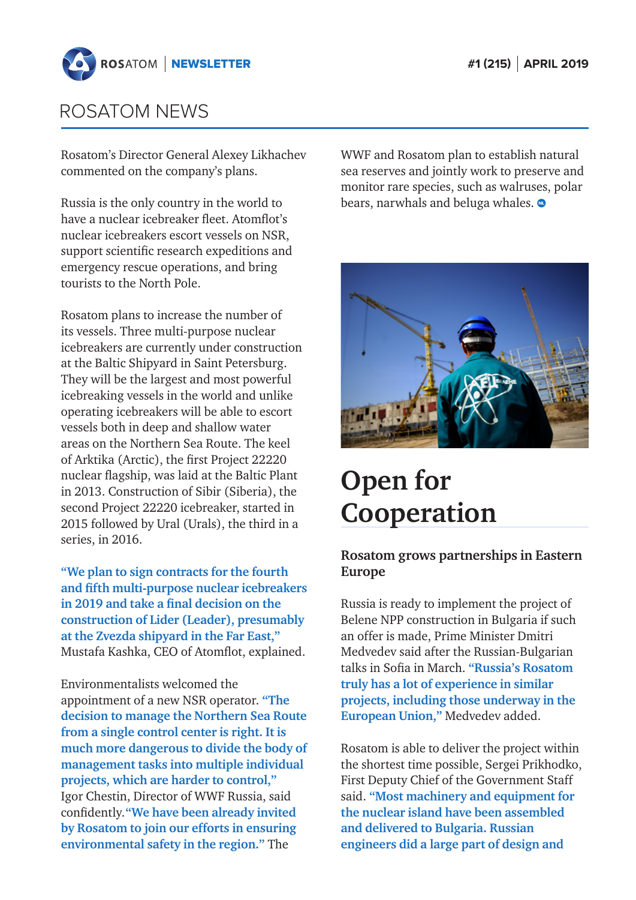# ROSATOM NEWS

Rosatom's Director General Alexey Likhachev commented on the company's plans.

Russia is the only country in the world to have a nuclear icebreaker fleet. Atomflot's nuclear icebreakers escort vessels on NSR, support scientific research expeditions and emergency rescue operations, and bring tourists to the North Pole.

Rosatom plans to increase the number of its vessels. Three multi-purpose nuclear icebreakers are currently under construction at the Baltic Shipyard in Saint Petersburg. They will be the largest and most powerful icebreaking vessels in the world and unlike operating icebreakers will be able to escort vessels both in deep and shallow water areas on the Northern Sea Route. The keel of Arktika (Arctic), the first Project 22220 nuclear flagship, was laid at the Baltic Plant in 2013. Construction of Sibir (Siberia), the second Project 22220 icebreaker, started in 2015 followed by Ural (Urals), the third in a series, in 2016.

**"We plan to sign contracts for the fourth and fifth multi-purpose nuclear icebreakers in 2019 and take a final decision on the construction of Lider (Leader), presumably at the Zvezda shipyard in the Far East,"** Mustafa Kashka, CEO of Atomflot, explained.

Environmentalists welcomed the appointment of a new NSR operator. **"The decision to manage the Northern Sea Route from a single control center is right. It is much more dangerous to divide the body of management tasks into multiple individual projects, which are harder to control,"** Igor Chestin, Director of WWF Russia, said confidently. **"We have been already invited by Rosatom to join our efforts in ensuring environmental safety in the region."** The WWF and Rosatom plan to establish natural sea reserves and jointly work to preserve and monitor rare species, such as walruses, polar bears, narwhals and beluga whales.

# Open for Cooperation

### Rosatom grows partnerships in Eastern Europe

Russia is ready to implement the project of Belene NPP construction in Bulgaria if such an offer is made, Prime Minister Dmitri Medvedev said after the Russian-Bulgarian talks in Sofia in March. **"Russia's Rosatom truly has a lot of experience in similar projects, including those underway in the European Union,"** Medvedev added.

Rosatom is able to deliver the project within the shortest time possible, Sergei Prikhodko, First Deputy Chief of the Government Staff said. **"Most machinery and equipment for the nuclear island have been assembled and delivered to Bulgaria. Russian engineers did a large part of design and**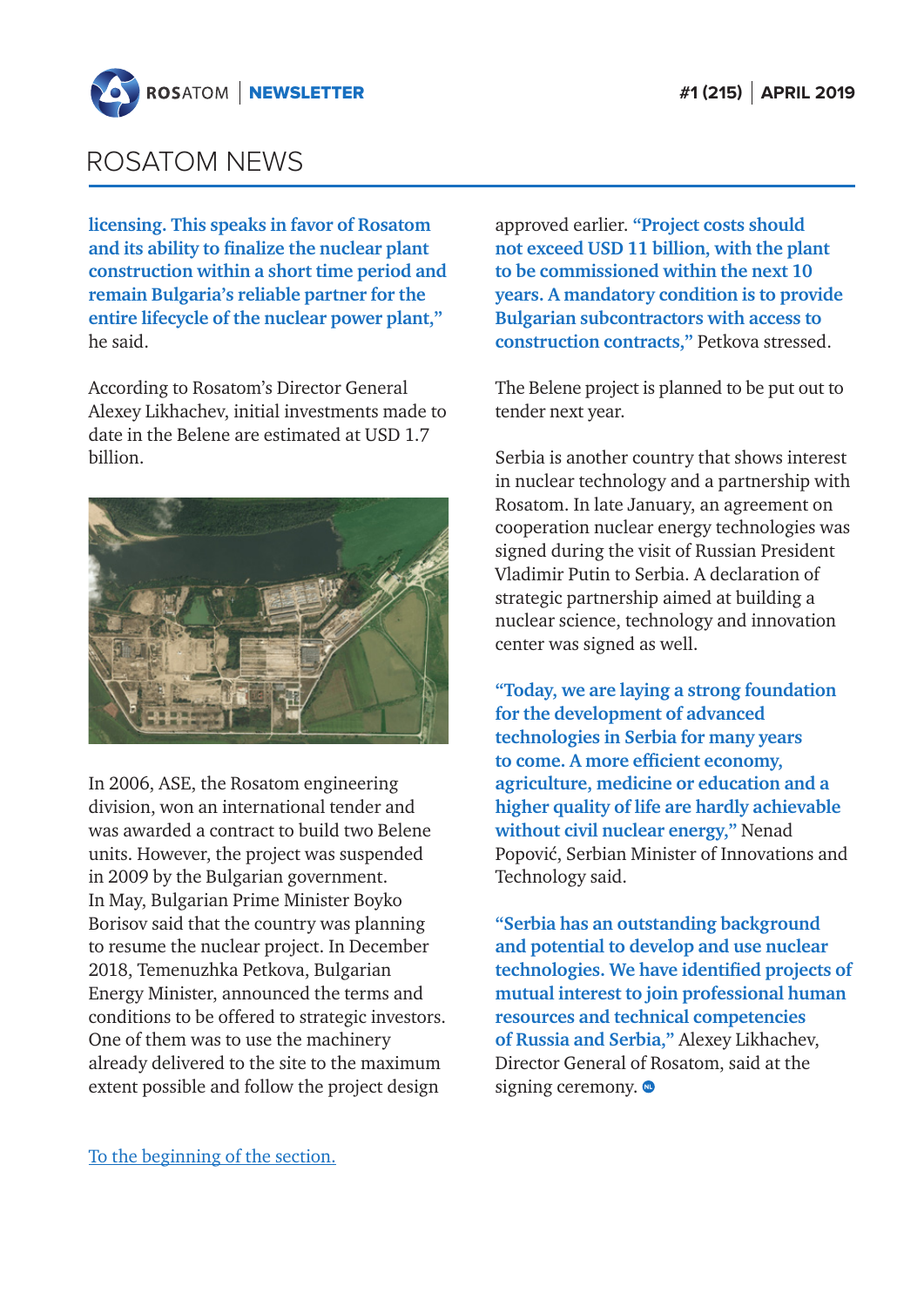**licensing. This speaks in favor of Rosatom and its ability to finalize the nuclear plant construction within a short time period and remain Bulgaria's reliable partner for the entire lifecycle of the nuclear power plant,"** he said.

According to Rosatom's Director General Alexey Likhachev, initial investments made to date in the Belene are estimated at USD 1.7 billion.

In 2006, ASE, the Rosatom engineering division, won an international tender and was awarded a contract to build two Belene units. However, the project was suspended in 2009 by the Bulgarian government. In May, Bulgarian Prime Minister Boyko Borisov said that the country was planning to resume the nuclear project. In December 2018, Temenuzhka Petkova, Bulgarian Energy Minister, announced the terms and conditions to be offered to strategic investors. One of them was to use the machinery already delivered to the site to the maximum extent possible and follow the project design approved earlier. **"Project costs should not exceed USD 11 billion, with the plant to be commissioned within the next 10 years. A mandatory condition is to provide Bulgarian subcontractors with access to construction contracts,"** Petkova stressed.

The Belene project is planned to be put out to tender next year.

Serbia is another country that shows interest in nuclear technology and a partnership with Rosatom. In late January, an agreement on cooperation nuclear energy technologies was signed during the visit of Russian President Vladimir Putin to Serbia. A declaration of strategic partnership aimed at building a nuclear science, technology and innovation center was signed as well.

**"Today, we are laying a strong foundation for the development of advanced technologies in Serbia for many years to come. A more efficient economy, agriculture, medicine or education and a higher quality of life are hardly achievable without civil nuclear energy,"** Nenad Popović, Serbian Minister of Innovations and Technology said.

**"Serbia has an outstanding background and potential to develop and use nuclear technologies. We have identified projects of mutual interest to join professional human resources and technical competencies of Russia and Serbia,"** Alexey Likhachev, Director General of Rosatom, said at the signing ceremony.

To the beginning of the section.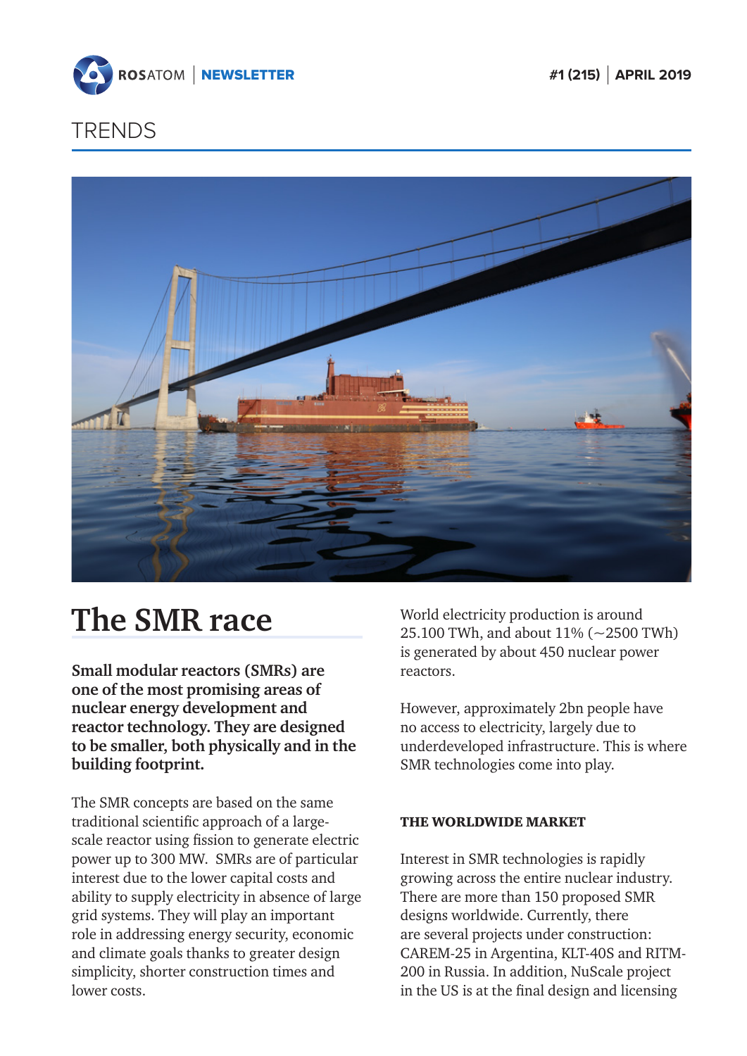TRENDS

# The SMR race

**Small modular reactors (SMRs) are one of the most promising areas of nuclear energy development and reactor technology. They are designed to be smaller, both physically and in the building footprint.**

The SMR concepts are based on the same traditional scientific approach of a large-scale reactor using fission to generate electric power up to 300 MW. SMRs are of particular interest due to the lower capital costs and ability to supply electricity in absence of large grid systems. They will play an important role in addressing energy security, economic and climate goals thanks to greater design simplicity, shorter construction times and lower costs.

World electricity production is around 25.100 TWh, and about 11% (~2500 TWh) is generated by about 450 nuclear power reactors.

However, approximately 2bn people have no access to electricity, largely due to underdeveloped infrastructure. This is where SMR technologies come into play.

### THE WORLDWIDE MARKET

Interest in SMR technologies is rapidly growing across the entire nuclear industry. There are more than 150 proposed SMR designs worldwide. Currently, there are several projects under construction: CAREM-25 in Argentina, KLT-40S and RITM-200 in Russia. In addition, NuScale project in the US is at the final design and licensing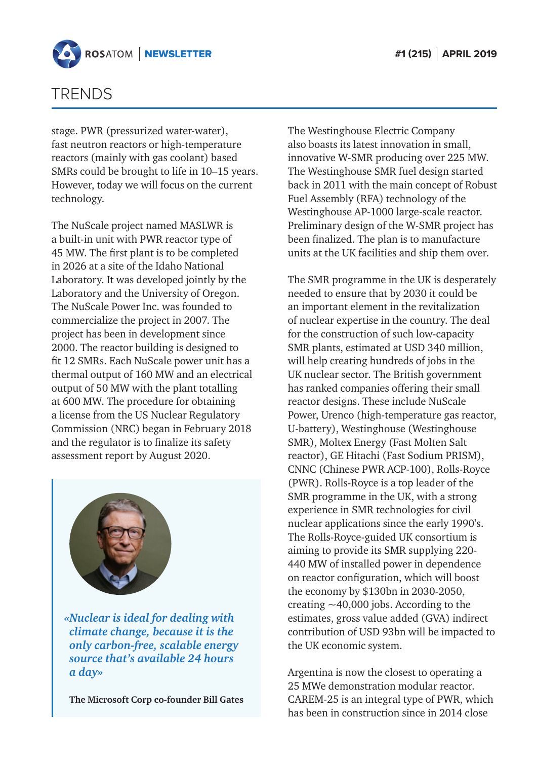# TRENDS

stage. PWR (pressurized water-water), fast neutron reactors or high-temperature reactors (mainly with gas coolant) based SMRs could be brought to life in 10–15 years. However, today we will focus on the current technology.

The NuScale project named MASLWR is a built-in unit with PWR reactor type of 45 MW. The first plant is to be completed in 2026 at a site of the Idaho National Laboratory. It was developed jointly by the Laboratory and the University of Oregon. The NuScale Power Inc. was founded to commercialize the project in 2007. The project has been in development since 2000. The reactor building is designed to fit 12 SMRs. Each NuScale power unit has a thermal output of 160 MW and an electrical output of 50 MW with the plant totalling at 600 MW. The procedure for obtaining a license from the US Nuclear Regulatory Commission (NRC) began in February 2018 and the regulator is to finalize its safety assessment report by August 2020.

*«Nuclear is ideal for dealing with climate change, because it is the only carbon-free, scalable energy source that's available 24 hours a day»*

**The Microsoft Corp co-founder Bill Gates**

The Westinghouse Electric Company also boasts its latest innovation in small, innovative W-SMR producing over 225 MW. The Westinghouse SMR fuel design started back in 2011 with the main concept of Robust Fuel Assembly (RFA) technology of the Westinghouse AP-1000 large-scale reactor. Preliminary design of the W-SMR project has been finalized. The plan is to manufacture units at the UK facilities and ship them over.

The SMR programme in the UK is desperately needed to ensure that by 2030 it could be an important element in the revitalization of nuclear expertise in the country. The deal for the construction of such low-capacity SMR plants, estimated at USD 340 million, will help creating hundreds of jobs in the UK nuclear sector. The British government has ranked companies offering their small reactor designs. These include NuScale Power, Urenco (high-temperature gas reactor, U-battery), Westinghouse (Westinghouse SMR), Moltex Energy (Fast Molten Salt reactor), GE Hitachi (Fast Sodium PRISM), CNNC (Chinese PWR ACP-100), Rolls-Royce (PWR). Rolls-Royce is a top leader of the SMR programme in the UK, with a strong experience in SMR technologies for civil nuclear applications since the early 1990's. The Rolls-Royce-guided UK consortium is aiming to provide its SMR supplying 220-440 MW of installed power in dependence on reactor configuration, which will boost the economy by $130bn in 2030-2050, creating ~40,000 jobs. According to the estimates, gross value added (GVA) indirect contribution of USD 93bn will be impacted to the UK economic system.

Argentina is now the closest to operating a 25 MWe demonstration modular reactor. CAREM-25 is an integral type of PWR, which has been in construction since in 2014 close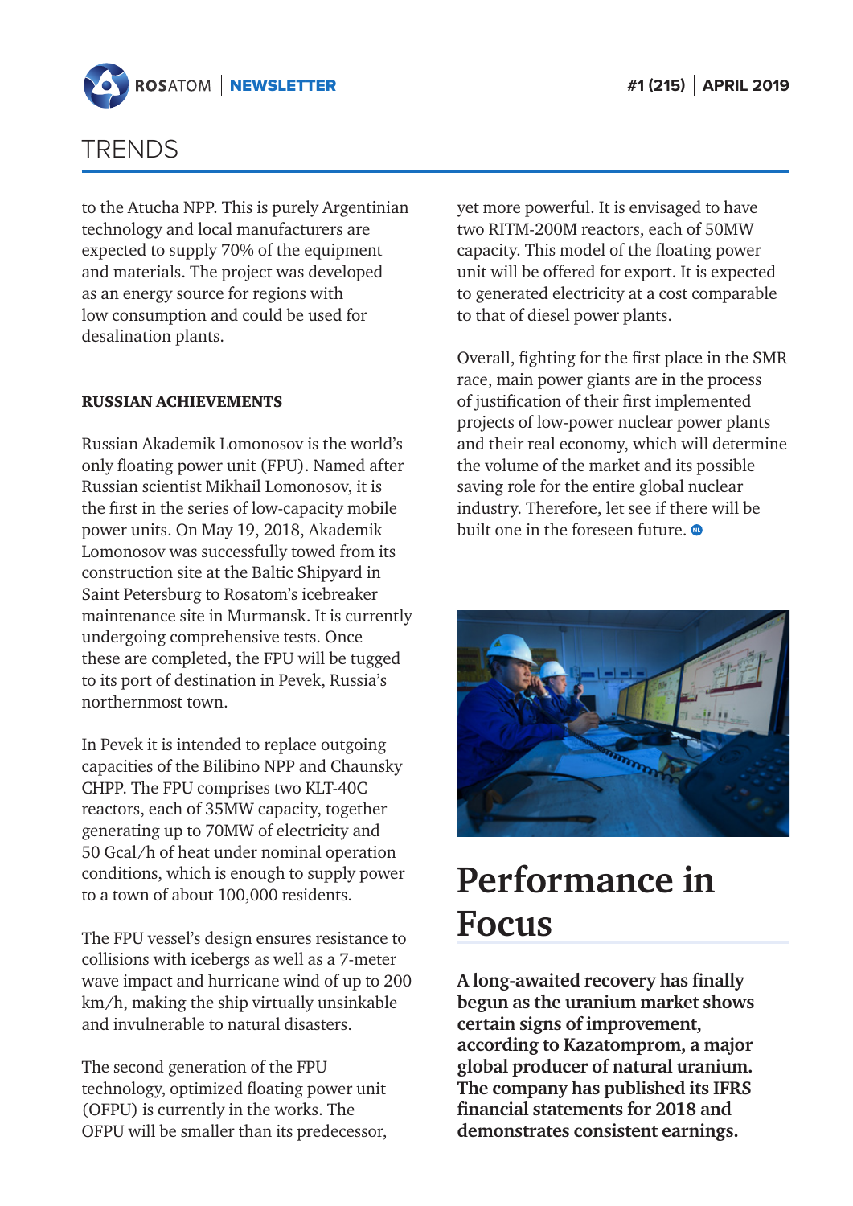to the Atucha NPP. This is purely Argentinian technology and local manufacturers are expected to supply 70% of the equipment and materials. The project was developed as an energy source for regions with low consumption and could be used for desalination plants.

**RUSSIAN ACHIEVEMENTS**

Russian Akademik Lomonosov is the world's only floating power unit (FPU). Named after Russian scientist Mikhail Lomonosov, it is the first in the series of low-capacity mobile power units. On May 19, 2018, Akademik Lomonosov was successfully towed from its construction site at the Baltic Shipyard in Saint Petersburg to Rosatom's icebreaker maintenance site in Murmansk. It is currently undergoing comprehensive tests. Once these are completed, the FPU will be tugged to its port of destination in Pevek, Russia's northernmost town.

In Pevek it is intended to replace outgoing capacities of the Bilibino NPP and Chaunsky CHPP. The FPU comprises two KLT-40C reactors, each of 35MW capacity, together generating up to 70MW of electricity and 50 Gcal/h of heat under nominal operation conditions, which is enough to supply power to a town of about 100,000 residents.

The FPU vessel's design ensures resistance to collisions with icebergs as well as a 7-meter wave impact and hurricane wind of up to 200 km/h, making the ship virtually unsinkable and invulnerable to natural disasters.

The second generation of the FPU technology, optimized floating power unit (OFPU) is currently in the works. The OFPU will be smaller than its predecessor, yet more powerful. It is envisaged to have two RITM-200M reactors, each of 50MW capacity. This model of the floating power unit will be offered for export. It is expected to generated electricity at a cost comparable to that of diesel power plants.

Overall, fighting for the first place in the SMR race, main power giants are in the process of justification of their first implemented projects of low-power nuclear power plants and their real economy, which will determine the volume of the market and its possible saving role for the entire global nuclear industry. Therefore, let see if there will be built one in the foreseen future.

# Performance in Focus

**A long-awaited recovery has finally begun as the uranium market shows certain signs of improvement, according to Kazatomprom, a major global producer of natural uranium. The company has published its IFRS financial statements for 2018 and demonstrates consistent earnings.**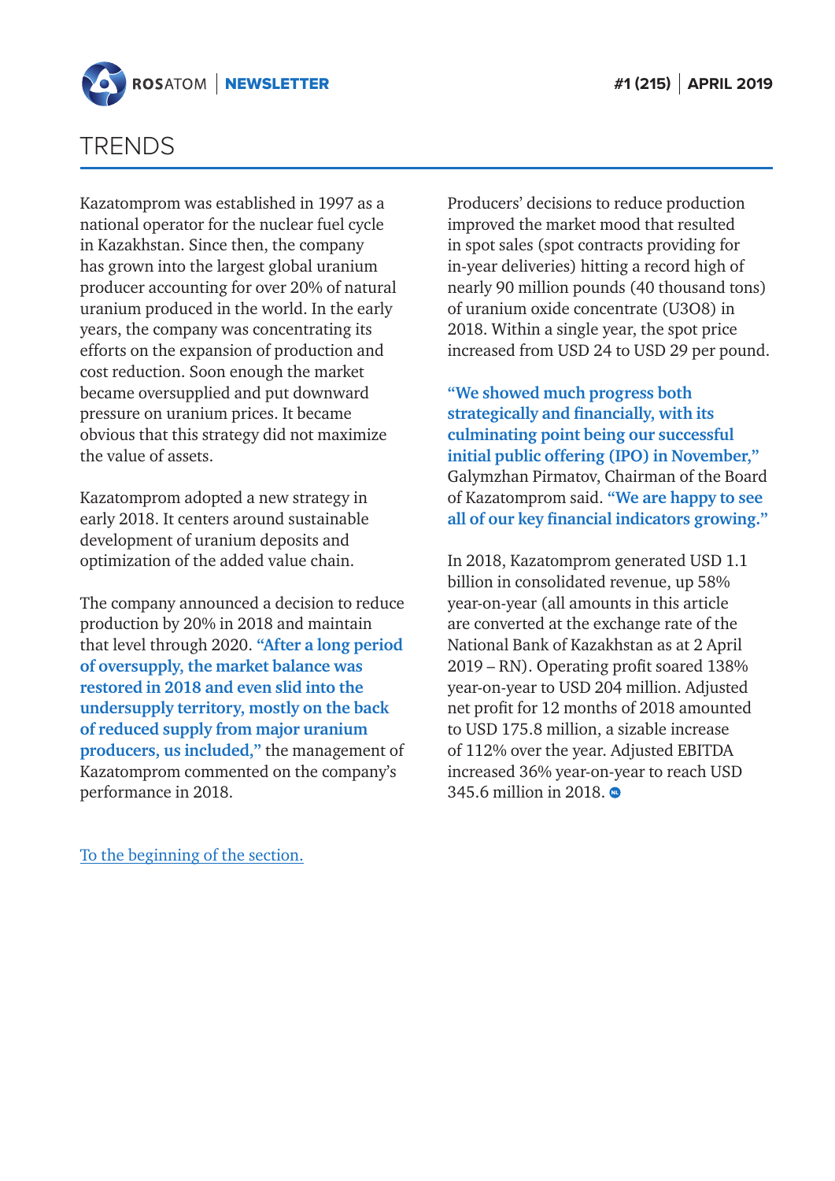# TRENDS

Kazatomprom was established in 1997 as a national operator for the nuclear fuel cycle in Kazakhstan. Since then, the company has grown into the largest global uranium producer accounting for over 20% of natural uranium produced in the world. In the early years, the company was concentrating its efforts on the expansion of production and cost reduction. Soon enough the market became oversupplied and put downward pressure on uranium prices. It became obvious that this strategy did not maximize the value of assets.

Kazatomprom adopted a new strategy in early 2018. It centers around sustainable development of uranium deposits and optimization of the added value chain.

The company announced a decision to reduce production by 20% in 2018 and maintain that level through 2020. **"After a long period of oversupply, the market balance was restored in 2018 and even slid into the undersupply territory, mostly on the back of reduced supply from major uranium producers, us included,"** the management of Kazatomprom commented on the company's performance in 2018.

Producers' decisions to reduce production improved the market mood that resulted in spot sales (spot contracts providing for in-year deliveries) hitting a record high of nearly 90 million pounds (40 thousand tons) of uranium oxide concentrate ($U_3O_8$) in 2018. Within a single year, the spot price increased from USD 24 to USD 29 per pound.

**"We showed much progress both strategically and financially, with its culminating point being our successful initial public offering (IPO) in November,"** Galymzhan Pirmatov, Chairman of the Board of Kazatomprom said. **"We are happy to see all of our key financial indicators growing."**

In 2018, Kazatomprom generated USD 1.1 billion in consolidated revenue, up 58% year-on-year (all amounts in this article are converted at the exchange rate of the National Bank of Kazakhstan as at 2 April 2019 – RN). Operating profit soared 138% year-on-year to USD 204 million. Adjusted net profit for 12 months of 2018 amounted to USD 175.8 million, a sizable increase of 112% over the year. Adjusted EBITDA increased 36% year-on-year to reach USD 345.6 million in 2018.

To the beginning of the section.